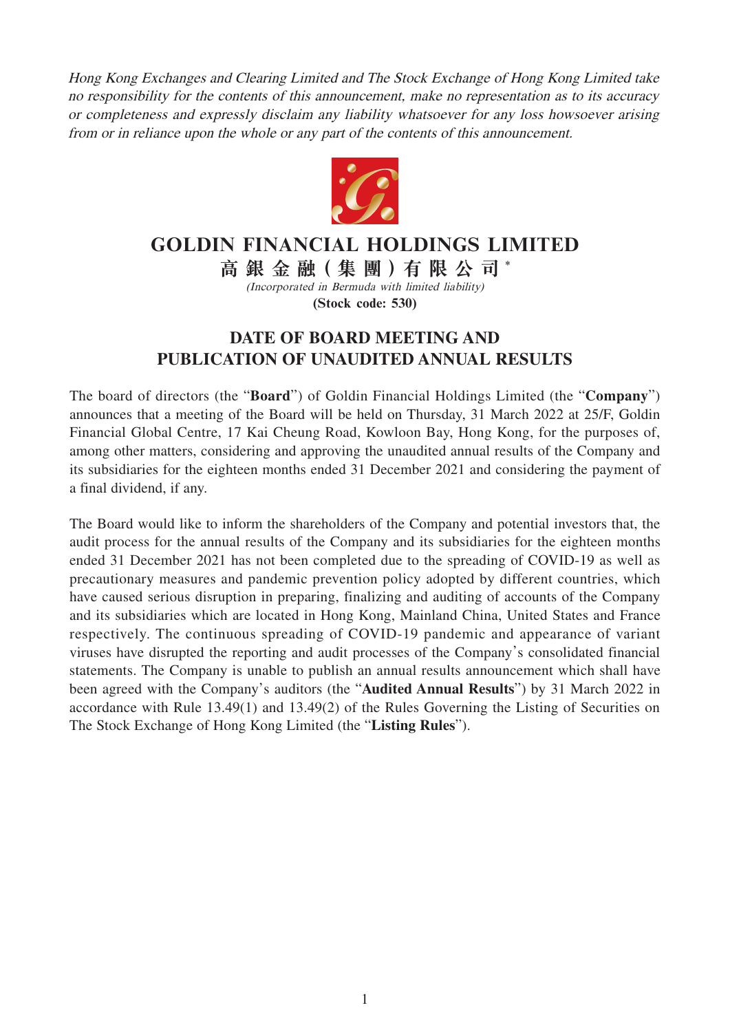*Hong Kong Exchanges and Clearing Limited and The Stock Exchange of Hong Kong Limited take no responsibility for the contents of this announcement, make no representation as to its accuracy or completeness and expressly disclaim any liability whatsoever for any loss howsoever arising from or in reliance upon the whole or any part of the contents of this announcement.*

# GOLDIN FINANCIAL HOLDINGS LIMITED

# 高銀金融(集團)有限公司*

*(Incorporated in Bermuda with limited liability)*

**(Stock code: 530)**

## DATE OF BOARD MEETING AND PUBLICATION OF UNAUDITED ANNUAL RESULTS

The board of directors (the "**Board**") of Goldin Financial Holdings Limited (the "**Company**") announces that a meeting of the Board will be held on Thursday, 31 March 2022 at 25/F, Goldin Financial Global Centre, 17 Kai Cheung Road, Kowloon Bay, Hong Kong, for the purposes of, among other matters, considering and approving the unaudited annual results of the Company and its subsidiaries for the eighteen months ended 31 December 2021 and considering the payment of a final dividend, if any.

The Board would like to inform the shareholders of the Company and potential investors that, the audit process for the annual results of the Company and its subsidiaries for the eighteen months ended 31 December 2021 has not been completed due to the spreading of COVID-19 as well as precautionary measures and pandemic prevention policy adopted by different countries, which have caused serious disruption in preparing, finalizing and auditing of accounts of the Company and its subsidiaries which are located in Hong Kong, Mainland China, United States and France respectively. The continuous spreading of COVID-19 pandemic and appearance of variant viruses have disrupted the reporting and audit processes of the Company's consolidated financial statements. The Company is unable to publish an annual results announcement which shall have been agreed with the Company's auditors (the "**Audited Annual Results**") by 31 March 2022 in accordance with Rule 13.49(1) and 13.49(2) of the Rules Governing the Listing of Securities on The Stock Exchange of Hong Kong Limited (the "**Listing Rules**").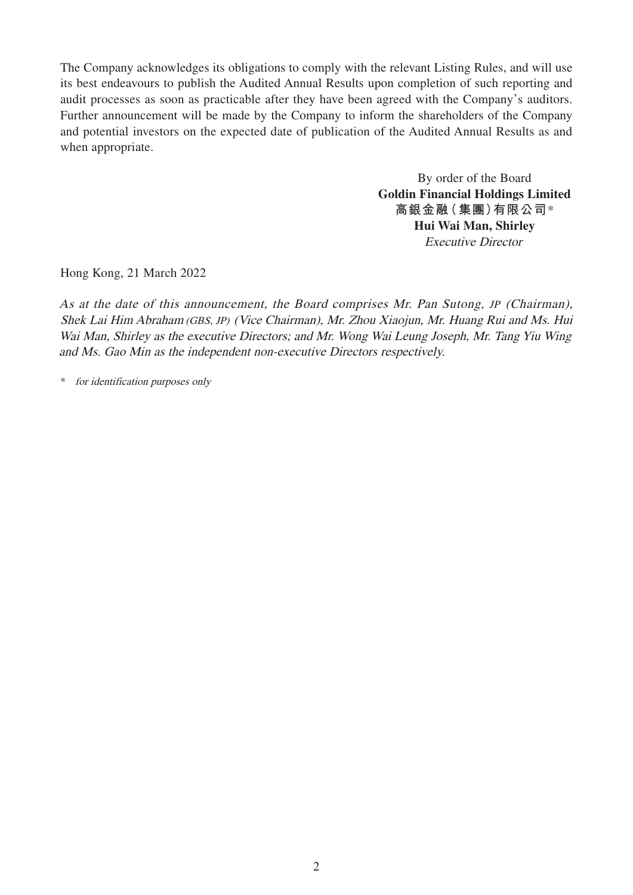The Company acknowledges its obligations to comply with the relevant Listing Rules, and will use its best endeavours to publish the Audited Annual Results upon completion of such reporting and audit processes as soon as practicable after they have been agreed with the Company's auditors. Further announcement will be made by the Company to inform the shareholders of the Company and potential investors on the expected date of publication of the Audited Annual Results as and when appropriate.

By order of the Board
**Goldin Financial Holdings Limited**
**高銀金融（集團）有限公司***
**Hui Wai Man, Shirley**
*Executive Director*

Hong Kong, 21 March 2022

*As at the date of this announcement, the Board comprises Mr. Pan Sutong, JP (Chairman), Shek Lai Him Abraham (GBS, JP) (Vice Chairman), Mr. Zhou Xiaojun, Mr. Huang Rui and Ms. Hui Wai Man, Shirley as the executive Directors; and Mr. Wong Wai Leung Joseph, Mr. Tang Yiu Wing and Ms. Gao Min as the independent non-executive Directors respectively.*

\* *for identification purposes only*